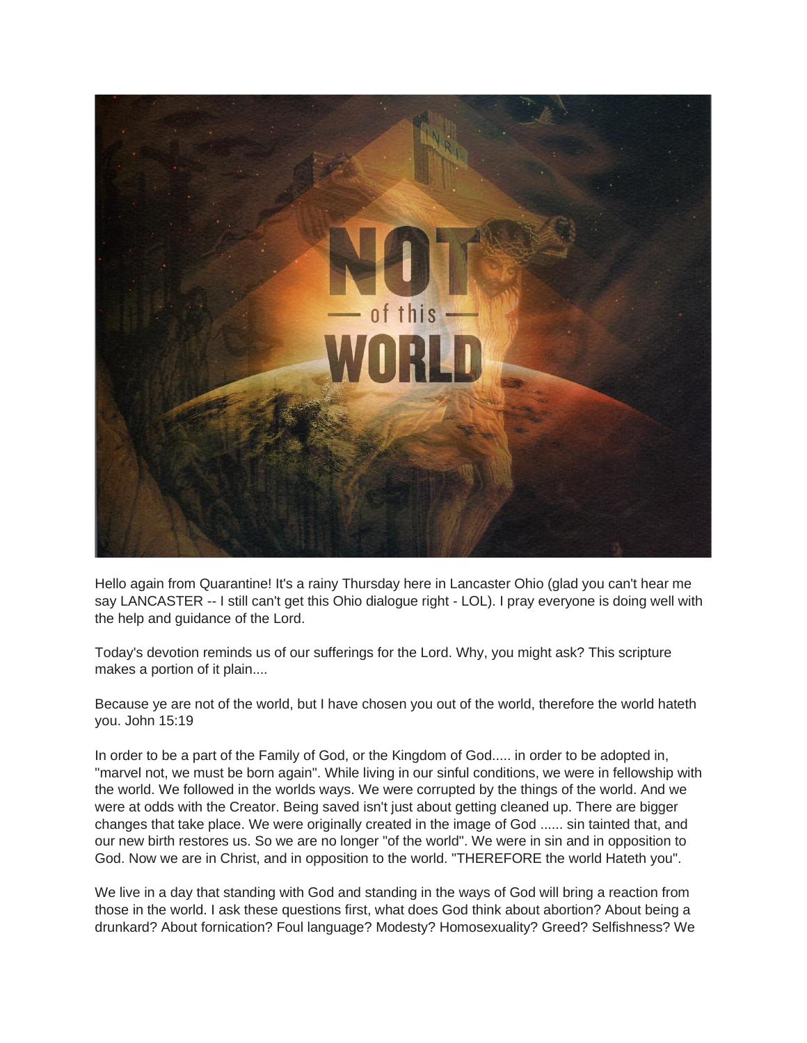Hello again from Quarantine! It's a rainy Thursday here in Lancaster Ohio (glad you can't hear me say LANCASTER -- I still can't get this Ohio dialogue right - LOL). I pray everyone is doing well with the help and guidance of the Lord.

Today's devotion reminds us of our sufferings for the Lord. Why, you might ask? This scripture makes a portion of it plain....

Because ye are not of the world, but I have chosen you out of the world, therefore the world hateth you. John 15:19

In order to be a part of the Family of God, or the Kingdom of God..... in order to be adopted in, "marvel not, we must be born again". While living in our sinful conditions, we were in fellowship with the world. We followed in the worlds ways. We were corrupted by the things of the world. And we were at odds with the Creator. Being saved isn't just about getting cleaned up. There are bigger changes that take place. We were originally created in the image of God ...... sin tainted that, and our new birth restores us. So we are no longer "of the world". We were in sin and in opposition to God. Now we are in Christ, and in opposition to the world. "THEREFORE the world Hateth you".

We live in a day that standing with God and standing in the ways of God will bring a reaction from those in the world. I ask these questions first, what does God think about abortion? About being a drunkard? About fornication? Foul language? Modesty? Homosexuality? Greed? Selfishness? We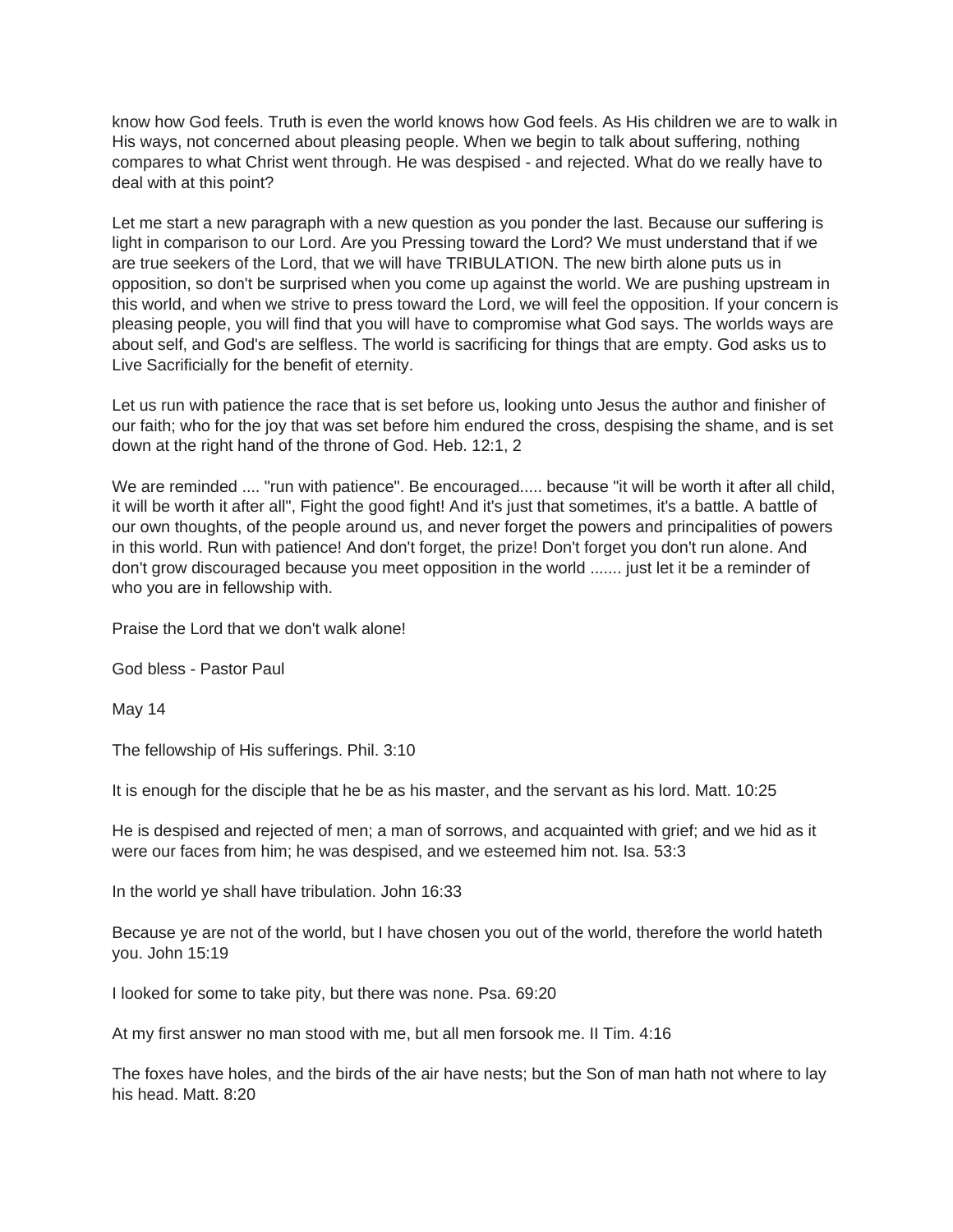know how God feels. Truth is even the world knows how God feels. As His children we are to walk in His ways, not concerned about pleasing people. When we begin to talk about suffering, nothing compares to what Christ went through. He was despised - and rejected. What do we really have to deal with at this point?

Let me start a new paragraph with a new question as you ponder the last. Because our suffering is light in comparison to our Lord. Are you Pressing toward the Lord? We must understand that if we are true seekers of the Lord, that we will have TRIBULATION. The new birth alone puts us in opposition, so don't be surprised when you come up against the world. We are pushing upstream in this world, and when we strive to press toward the Lord, we will feel the opposition. If your concern is pleasing people, you will find that you will have to compromise what God says. The worlds ways are about self, and God's are selfless. The world is sacrificing for things that are empty. God asks us to Live Sacrificially for the benefit of eternity.

Let us run with patience the race that is set before us, looking unto Jesus the author and finisher of our faith; who for the joy that was set before him endured the cross, despising the shame, and is set down at the right hand of the throne of God. Heb. 12:1, 2

We are reminded .... "run with patience". Be encouraged..... because "it will be worth it after all child, it will be worth it after all", Fight the good fight! And it's just that sometimes, it's a battle. A battle of our own thoughts, of the people around us, and never forget the powers and principalities of powers in this world. Run with patience! And don't forget, the prize! Don't forget you don't run alone. And don't grow discouraged because you meet opposition in the world ....... just let it be a reminder of who you are in fellowship with.

Praise the Lord that we don't walk alone!

God bless - Pastor Paul

May 14

The fellowship of His sufferings. Phil. 3:10

It is enough for the disciple that he be as his master, and the servant as his lord. Matt. 10:25

He is despised and rejected of men; a man of sorrows, and acquainted with grief; and we hid as it were our faces from him; he was despised, and we esteemed him not. Isa. 53:3

In the world ye shall have tribulation. John 16:33

Because ye are not of the world, but I have chosen you out of the world, therefore the world hateth you. John 15:19

I looked for some to take pity, but there was none. Psa. 69:20

At my first answer no man stood with me, but all men forsook me. II Tim. 4:16

The foxes have holes, and the birds of the air have nests; but the Son of man hath not where to lay his head. Matt. 8:20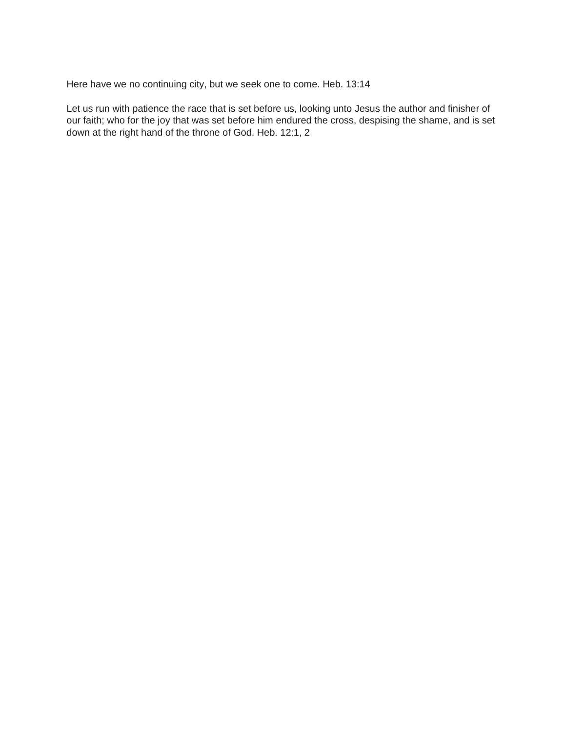Here have we no continuing city, but we seek one to come. Heb. 13:14

Let us run with patience the race that is set before us, looking unto Jesus the author and finisher of our faith; who for the joy that was set before him endured the cross, despising the shame, and is set down at the right hand of the throne of God. Heb. 12:1, 2